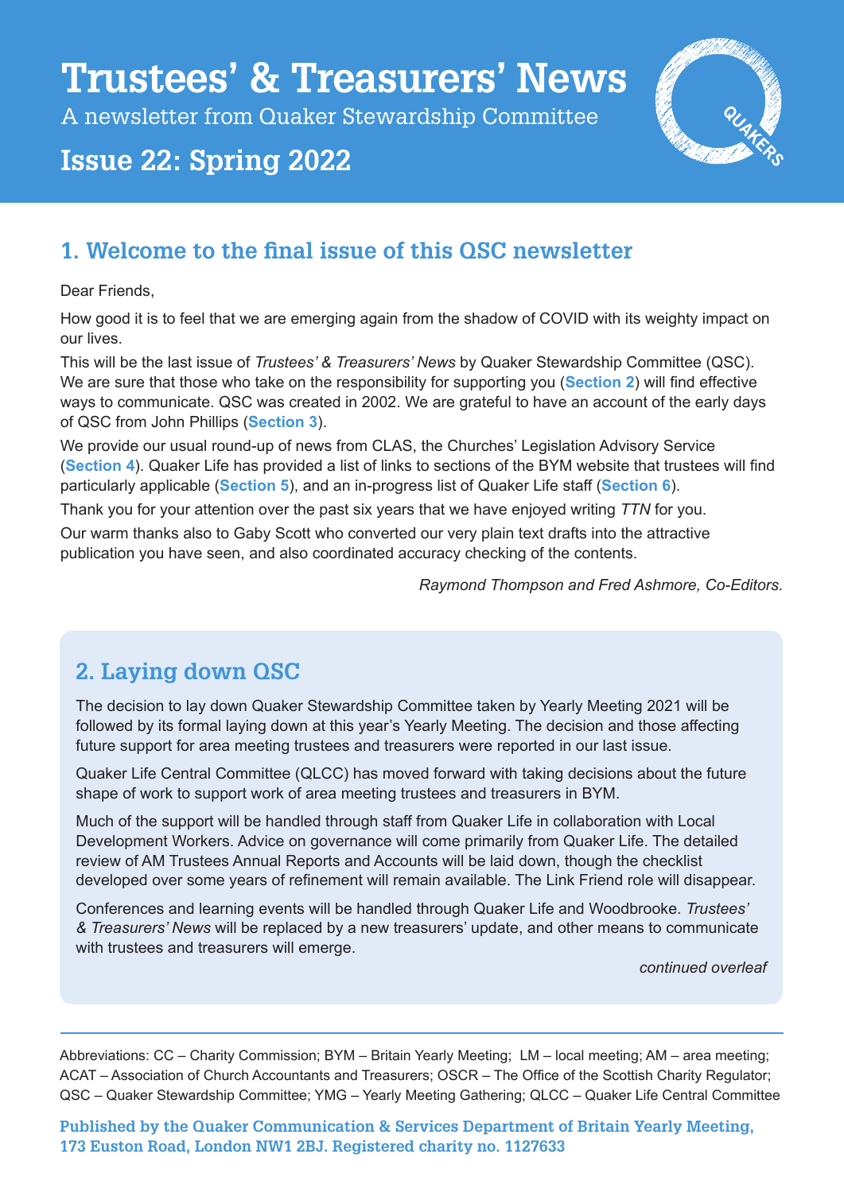# Trustees' & Treasurers' News

A newsletter from Quaker Stewardship Committee

## Issue 22: Spring 2022

## 1. Welcome to the final issue of this QSC newsletter

Dear Friends,

How good it is to feel that we are emerging again from the shadow of COVID with its weighty impact on our lives.

This will be the last issue of *Trustees' & Treasurers' News* by Quaker Stewardship Committee (QSC). We are sure that those who take on the responsibility for supporting you (**Section 2**) will find effective ways to communicate. QSC was created in 2002. We are grateful to have an account of the early days of QSC from John Phillips (**Section 3**).

We provide our usual round-up of news from CLAS, the Churches' Legislation Advisory Service (**Section 4**). Quaker Life has provided a list of links to sections of the BYM website that trustees will find particularly applicable (**Section 5**), and an in-progress list of Quaker Life staff (**Section 6**).

Thank you for your attention over the past six years that we have enjoyed writing *TTN* for you.

Our warm thanks also to Gaby Scott who converted our very plain text drafts into the attractive publication you have seen, and also coordinated accuracy checking of the contents.

*Raymond Thompson and Fred Ashmore, Co-Editors.*

## 2. Laying down QSC

The decision to lay down Quaker Stewardship Committee taken by Yearly Meeting 2021 will be followed by its formal laying down at this year's Yearly Meeting. The decision and those affecting future support for area meeting trustees and treasurers were reported in our last issue.

Quaker Life Central Committee (QLCC) has moved forward with taking decisions about the future shape of work to support work of area meeting trustees and treasurers in BYM.

Much of the support will be handled through staff from Quaker Life in collaboration with Local Development Workers. Advice on governance will come primarily from Quaker Life. The detailed review of AM Trustees Annual Reports and Accounts will be laid down, though the checklist developed over some years of refinement will remain available. The Link Friend role will disappear.

Conferences and learning events will be handled through Quaker Life and Woodbrooke. *Trustees' & Treasurers' News* will be replaced by a new treasurers' update, and other means to communicate with trustees and treasurers will emerge.

*continued overleaf*

---

Abbreviations: CC – Charity Commission; BYM – Britain Yearly Meeting; LM – local meeting; AM – area meeting; ACAT – Association of Church Accountants and Treasurers; OSCR – The Office of the Scottish Charity Regulator; QSC – Quaker Stewardship Committee; YMG – Yearly Meeting Gathering; QLCC – Quaker Life Central Committee

**Published by the Quaker Communication & Services Department of Britain Yearly Meeting, 173 Euston Road, London NW1 2BJ. Registered charity no. 1127633**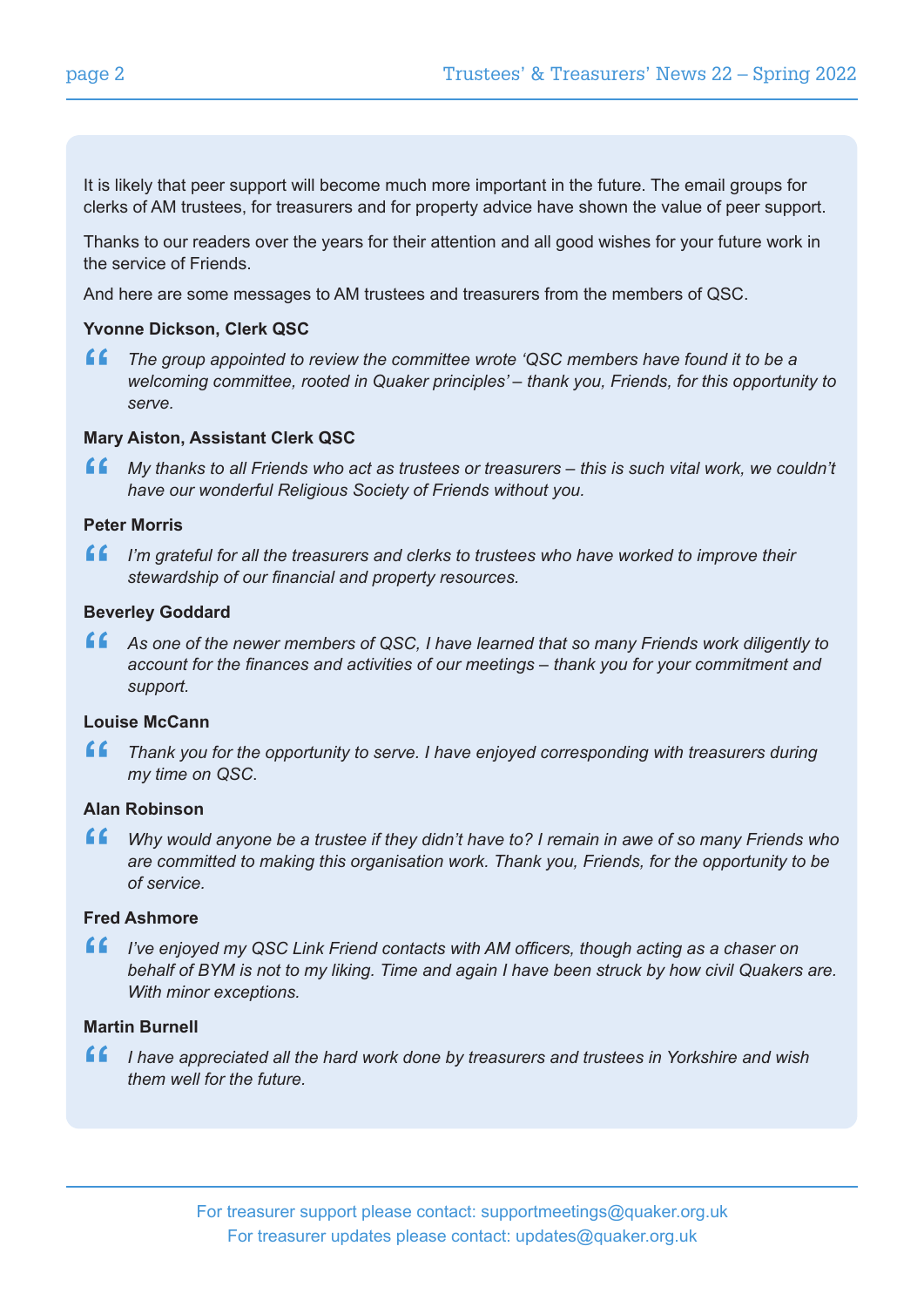It is likely that peer support will become much more important in the future. The email groups for clerks of AM trustees, for treasurers and for property advice have shown the value of peer support.

Thanks to our readers over the years for their attention and all good wishes for your future work in the service of Friends.

And here are some messages to AM trustees and treasurers from the members of QSC.

**Yvonne Dickson, Clerk QSC**

> *The group appointed to review the committee wrote 'QSC members have found it to be a welcoming committee, rooted in Quaker principles' – thank you, Friends, for this opportunity to serve.*

**Mary Aiston, Assistant Clerk QSC**

> *My thanks to all Friends who act as trustees or treasurers – this is such vital work, we couldn't have our wonderful Religious Society of Friends without you.*

**Peter Morris**

> *I'm grateful for all the treasurers and clerks to trustees who have worked to improve their stewardship of our financial and property resources.*

**Beverley Goddard**

> *As one of the newer members of QSC, I have learned that so many Friends work diligently to account for the finances and activities of our meetings – thank you for your commitment and support.*

**Louise McCann**

> *Thank you for the opportunity to serve. I have enjoyed corresponding with treasurers during my time on QSC.*

**Alan Robinson**

> *Why would anyone be a trustee if they didn't have to? I remain in awe of so many Friends who are committed to making this organisation work. Thank you, Friends, for the opportunity to be of service.*

**Fred Ashmore**

> *I've enjoyed my QSC Link Friend contacts with AM officers, though acting as a chaser on behalf of BYM is not to my liking. Time and again I have been struck by how civil Quakers are. With minor exceptions.*

**Martin Burnell**

> *I have appreciated all the hard work done by treasurers and trustees in Yorkshire and wish them well for the future.*

For treasurer support please contact: supportmeetings@quaker.org.uk
For treasurer updates please contact: updates@quaker.org.uk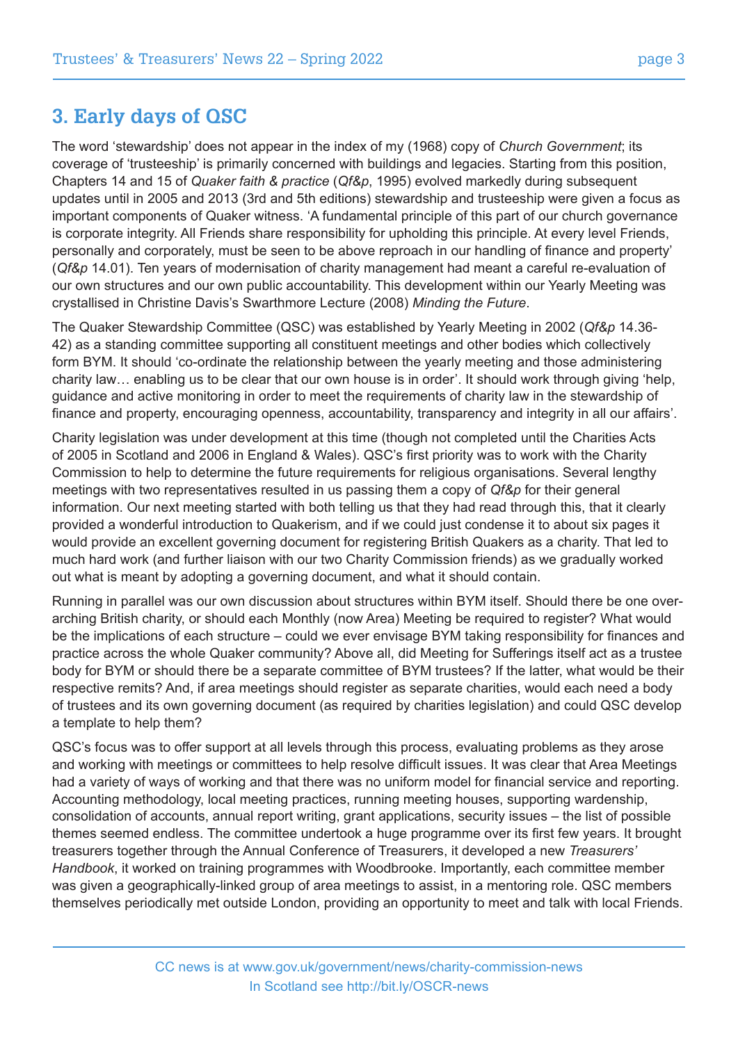## 3. Early days of QSC

The word 'stewardship' does not appear in the index of my (1968) copy of *Church Government*; its coverage of 'trusteeship' is primarily concerned with buildings and legacies. Starting from this position, Chapters 14 and 15 of *Quaker faith & practice* (*Qf&p*, 1995) evolved markedly during subsequent updates until in 2005 and 2013 (3rd and 5th editions) stewardship and trusteeship were given a focus as important components of Quaker witness. 'A fundamental principle of this part of our church governance is corporate integrity. All Friends share responsibility for upholding this principle. At every level Friends, personally and corporately, must be seen to be above reproach in our handling of finance and property' (*Qf&p* 14.01). Ten years of modernisation of charity management had meant a careful re-evaluation of our own structures and our own public accountability. This development within our Yearly Meeting was crystallised in Christine Davis's Swarthmore Lecture (2008) *Minding the Future*.

The Quaker Stewardship Committee (QSC) was established by Yearly Meeting in 2002 (*Qf&p* 14.36-42) as a standing committee supporting all constituent meetings and other bodies which collectively form BYM. It should 'co-ordinate the relationship between the yearly meeting and those administering charity law… enabling us to be clear that our own house is in order'. It should work through giving 'help, guidance and active monitoring in order to meet the requirements of charity law in the stewardship of finance and property, encouraging openness, accountability, transparency and integrity in all our affairs'.

Charity legislation was under development at this time (though not completed until the Charities Acts of 2005 in Scotland and 2006 in England & Wales). QSC's first priority was to work with the Charity Commission to help to determine the future requirements for religious organisations. Several lengthy meetings with two representatives resulted in us passing them a copy of *Qf&p* for their general information. Our next meeting started with both telling us that they had read through this, that it clearly provided a wonderful introduction to Quakerism, and if we could just condense it to about six pages it would provide an excellent governing document for registering British Quakers as a charity. That led to much hard work (and further liaison with our two Charity Commission friends) as we gradually worked out what is meant by adopting a governing document, and what it should contain.

Running in parallel was our own discussion about structures within BYM itself. Should there be one over-arching British charity, or should each Monthly (now Area) Meeting be required to register? What would be the implications of each structure – could we ever envisage BYM taking responsibility for finances and practice across the whole Quaker community? Above all, did Meeting for Sufferings itself act as a trustee body for BYM or should there be a separate committee of BYM trustees? If the latter, what would be their respective remits? And, if area meetings should register as separate charities, would each need a body of trustees and its own governing document (as required by charities legislation) and could QSC develop a template to help them?

QSC's focus was to offer support at all levels through this process, evaluating problems as they arose and working with meetings or committees to help resolve difficult issues. It was clear that Area Meetings had a variety of ways of working and that there was no uniform model for financial service and reporting. Accounting methodology, local meeting practices, running meeting houses, supporting wardenship, consolidation of accounts, annual report writing, grant applications, security issues – the list of possible themes seemed endless. The committee undertook a huge programme over its first few years. It brought treasurers together through the Annual Conference of Treasurers, it developed a new *Treasurers' Handbook*, it worked on training programmes with Woodbrooke. Importantly, each committee member was given a geographically-linked group of area meetings to assist, in a mentoring role. QSC members themselves periodically met outside London, providing an opportunity to meet and talk with local Friends.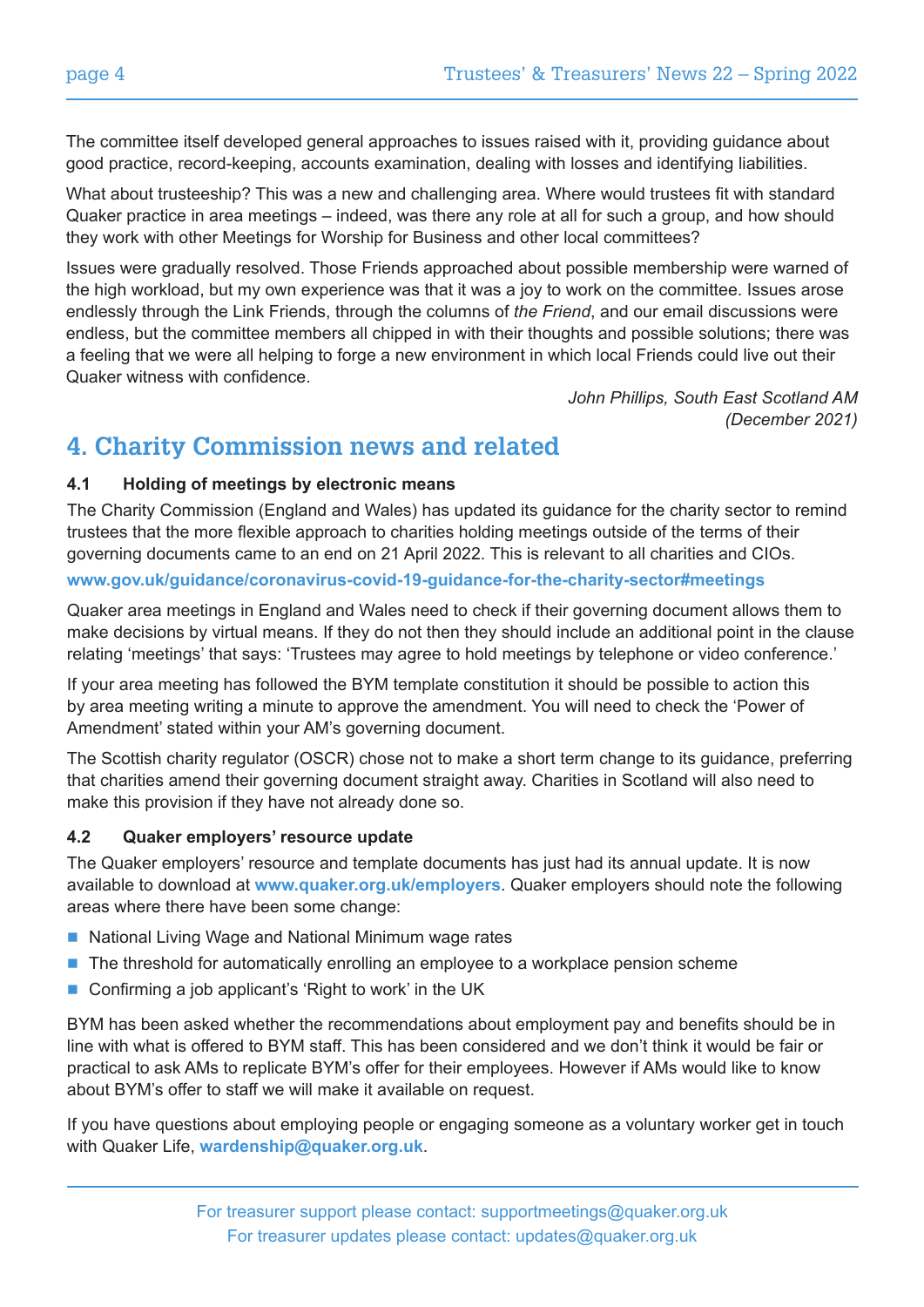The committee itself developed general approaches to issues raised with it, providing guidance about good practice, record-keeping, accounts examination, dealing with losses and identifying liabilities.

What about trusteeship? This was a new and challenging area. Where would trustees fit with standard Quaker practice in area meetings – indeed, was there any role at all for such a group, and how should they work with other Meetings for Worship for Business and other local committees?

Issues were gradually resolved. Those Friends approached about possible membership were warned of the high workload, but my own experience was that it was a joy to work on the committee. Issues arose endlessly through the Link Friends, through the columns of *the Friend*, and our email discussions were endless, but the committee members all chipped in with their thoughts and possible solutions; there was a feeling that we were all helping to forge a new environment in which local Friends could live out their Quaker witness with confidence.

*John Phillips, South East Scotland AM (December 2021)*

## 4. Charity Commission news and related

### 4.1 Holding of meetings by electronic means

The Charity Commission (England and Wales) has updated its guidance for the charity sector to remind trustees that the more flexible approach to charities holding meetings outside of the terms of their governing documents came to an end on 21 April 2022. This is relevant to all charities and CIOs.

**www.gov.uk/guidance/coronavirus-covid-19-guidance-for-the-charity-sector#meetings**

Quaker area meetings in England and Wales need to check if their governing document allows them to make decisions by virtual means. If they do not then they should include an additional point in the clause relating 'meetings' that says: 'Trustees may agree to hold meetings by telephone or video conference.'

If your area meeting has followed the BYM template constitution it should be possible to action this by area meeting writing a minute to approve the amendment. You will need to check the 'Power of Amendment' stated within your AM's governing document.

The Scottish charity regulator (OSCR) chose not to make a short term change to its guidance, preferring that charities amend their governing document straight away. Charities in Scotland will also need to make this provision if they have not already done so.

### 4.2 Quaker employers' resource update

The Quaker employers' resource and template documents has just had its annual update. It is now available to download at **www.quaker.org.uk/employers**. Quaker employers should note the following areas where there have been some change:

- National Living Wage and National Minimum wage rates
- The threshold for automatically enrolling an employee to a workplace pension scheme
- Confirming a job applicant's 'Right to work' in the UK

BYM has been asked whether the recommendations about employment pay and benefits should be in line with what is offered to BYM staff. This has been considered and we don't think it would be fair or practical to ask AMs to replicate BYM's offer for their employees. However if AMs would like to know about BYM's offer to staff we will make it available on request.

If you have questions about employing people or engaging someone as a voluntary worker get in touch with Quaker Life, **wardenship@quaker.org.uk**.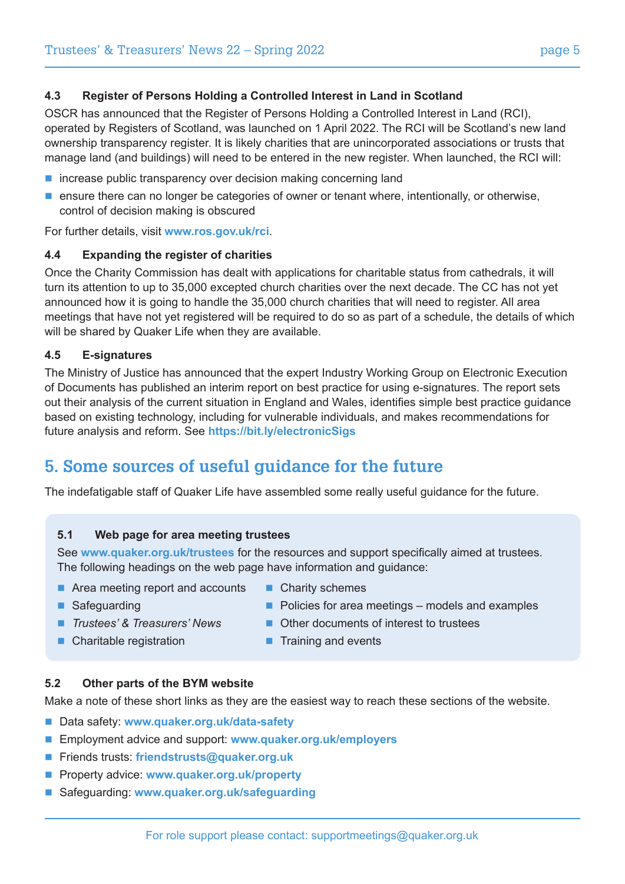### 4.3 Register of Persons Holding a Controlled Interest in Land in Scotland

OSCR has announced that the Register of Persons Holding a Controlled Interest in Land (RCI), operated by Registers of Scotland, was launched on 1 April 2022. The RCI will be Scotland's new land ownership transparency register. It is likely charities that are unincorporated associations or trusts that manage land (and buildings) will need to be entered in the new register. When launched, the RCI will:

- increase public transparency over decision making concerning land
- ensure there can no longer be categories of owner or tenant where, intentionally, or otherwise, control of decision making is obscured

For further details, visit **www.ros.gov.uk/rci**.

### 4.4 Expanding the register of charities

Once the Charity Commission has dealt with applications for charitable status from cathedrals, it will turn its attention to up to 35,000 excepted church charities over the next decade. The CC has not yet announced how it is going to handle the 35,000 church charities that will need to register. All area meetings that have not yet registered will be required to do so as part of a schedule, the details of which will be shared by Quaker Life when they are available.

### 4.5 E-signatures

The Ministry of Justice has announced that the expert Industry Working Group on Electronic Execution of Documents has published an interim report on best practice for using e-signatures. The report sets out their analysis of the current situation in England and Wales, identifies simple best practice guidance based on existing technology, including for vulnerable individuals, and makes recommendations for future analysis and reform. See **https://bit.ly/electronicSigs**

## 5. Some sources of useful guidance for the future

The indefatigable staff of Quaker Life have assembled some really useful guidance for the future.

### 5.1 Web page for area meeting trustees

See **www.quaker.org.uk/trustees** for the resources and support specifically aimed at trustees. The following headings on the web page have information and guidance:

- Area meeting report and accounts
- Safeguarding
- *Trustees' & Treasurers' News*
- Charitable registration
- Charity schemes
- Policies for area meetings – models and examples
- Other documents of interest to trustees
- Training and events

### 5.2 Other parts of the BYM website

Make a note of these short links as they are the easiest way to reach these sections of the website.

- Data safety: **www.quaker.org.uk/data-safety**
- Employment advice and support: **www.quaker.org.uk/employers**
- Friends trusts: **friendstrusts@quaker.org.uk**
- Property advice: **www.quaker.org.uk/property**
- Safeguarding: **www.quaker.org.uk/safeguarding**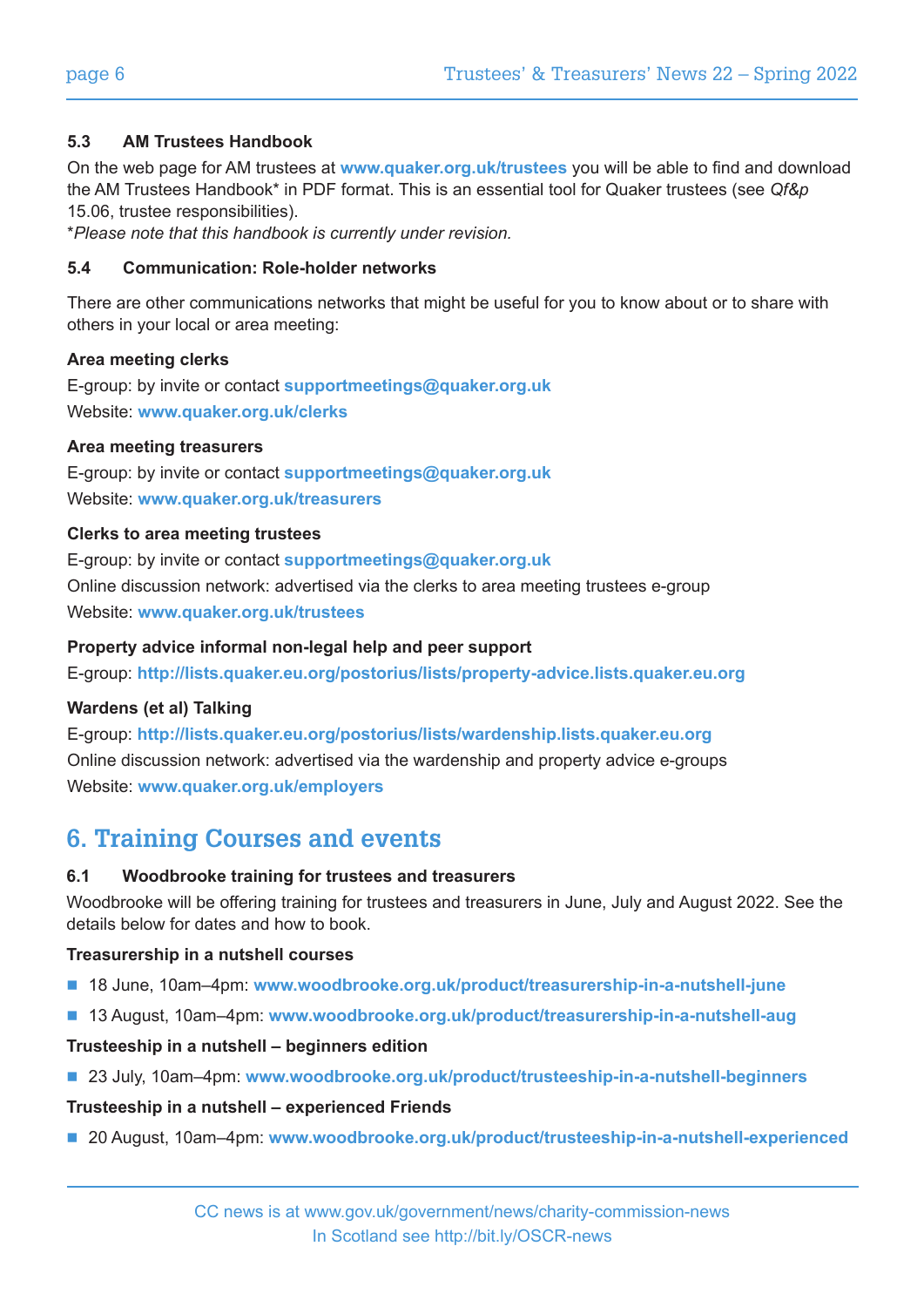### 5.3 AM Trustees Handbook

On the web page for AM trustees at **www.quaker.org.uk/trustees** you will be able to find and download the AM Trustees Handbook* in PDF format. This is an essential tool for Quaker trustees (see *Qf&p* 15.06, trustee responsibilities).

**Please note that this handbook is currently under revision.*

### 5.4 Communication: Role-holder networks

There are other communications networks that might be useful for you to know about or to share with others in your local or area meeting:

**Area meeting clerks**

E-group: by invite or contact **supportmeetings@quaker.org.uk**

Website: **www.quaker.org.uk/clerks**

**Area meeting treasurers**

E-group: by invite or contact **supportmeetings@quaker.org.uk**

Website: **www.quaker.org.uk/treasurers**

**Clerks to area meeting trustees**

E-group: by invite or contact **supportmeetings@quaker.org.uk**

Online discussion network: advertised via the clerks to area meeting trustees e-group

Website: **www.quaker.org.uk/trustees**

**Property advice informal non-legal help and peer support**

E-group: **http://lists.quaker.eu.org/postorius/lists/property-advice.lists.quaker.eu.org**

**Wardens (et al) Talking**

E-group: **http://lists.quaker.eu.org/postorius/lists/wardenship.lists.quaker.eu.org**

Online discussion network: advertised via the wardenship and property advice e-groups

Website: **www.quaker.org.uk/employers**

## 6. Training Courses and events

### 6.1 Woodbrooke training for trustees and treasurers

Woodbrooke will be offering training for trustees and treasurers in June, July and August 2022. See the details below for dates and how to book.

**Treasurership in a nutshell courses**

- 18 June, 10am–4pm: **www.woodbrooke.org.uk/product/treasurership-in-a-nutshell-june**
- 13 August, 10am–4pm: **www.woodbrooke.org.uk/product/treasurership-in-a-nutshell-aug**

**Trusteeship in a nutshell – beginners edition**

- 23 July, 10am–4pm: **www.woodbrooke.org.uk/product/trusteeship-in-a-nutshell-beginners**

**Trusteeship in a nutshell – experienced Friends**

- 20 August, 10am–4pm: **www.woodbrooke.org.uk/product/trusteeship-in-a-nutshell-experienced**

CC news is at www.gov.uk/government/news/charity-commission-news
In Scotland see http://bit.ly/OSCR-news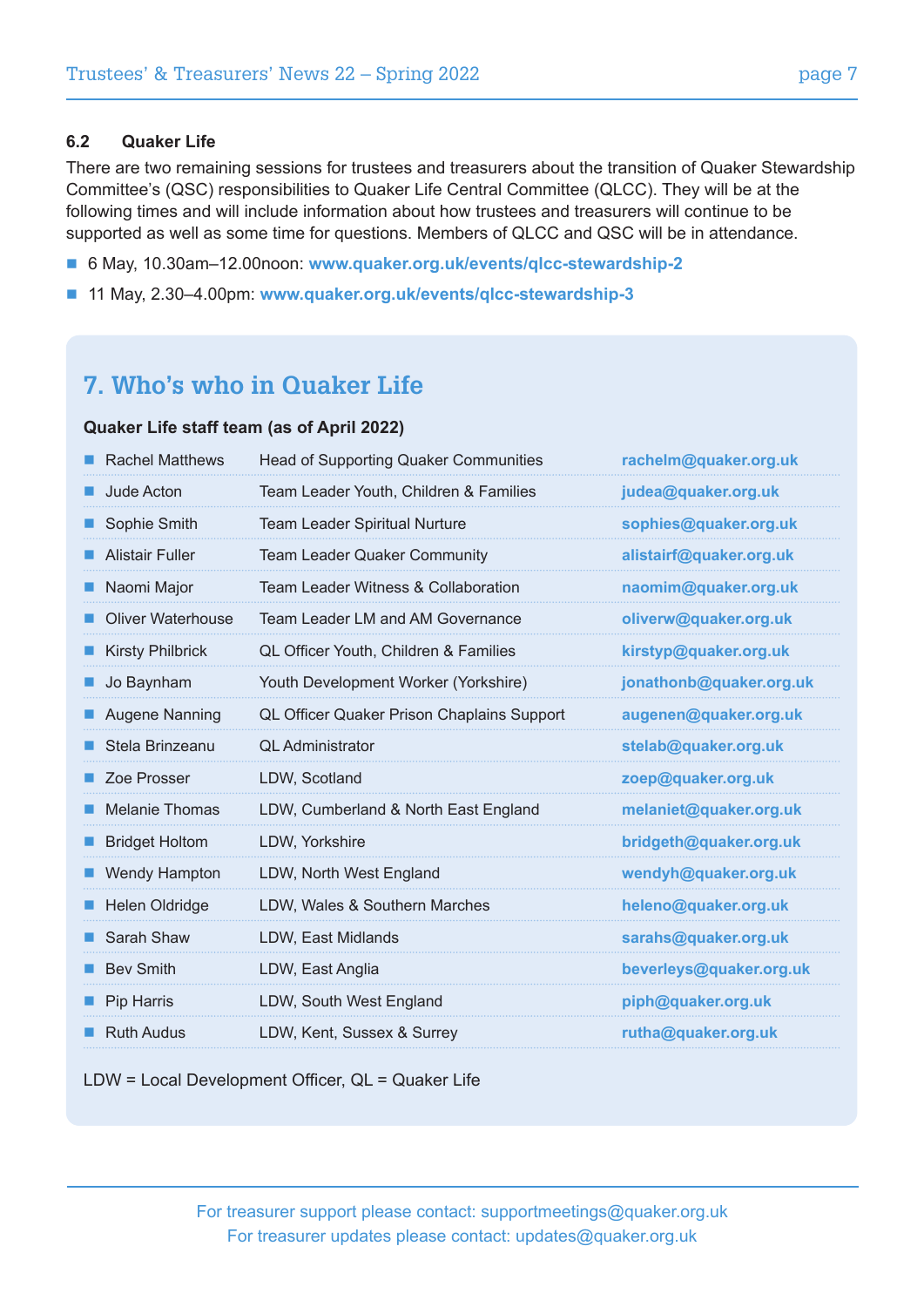### 6.2 Quaker Life

There are two remaining sessions for trustees and treasurers about the transition of Quaker Stewardship Committee's (QSC) responsibilities to Quaker Life Central Committee (QLCC). They will be at the following times and will include information about how trustees and treasurers will continue to be supported as well as some time for questions. Members of QLCC and QSC will be in attendance.

- 6 May, 10.30am–12.00noon: **www.quaker.org.uk/events/qlcc-stewardship-2**
- 11 May, 2.30–4.00pm: **www.quaker.org.uk/events/qlcc-stewardship-3**

## 7. Who's who in Quaker Life

**Quaker Life staff team (as of April 2022)**

| Name | Role | Email |
|---|---|---|
| Rachel Matthews | Head of Supporting Quaker Communities | rachelm@quaker.org.uk |
| Jude Acton | Team Leader Youth, Children & Families | judea@quaker.org.uk |
| Sophie Smith | Team Leader Spiritual Nurture | sophies@quaker.org.uk |
| Alistair Fuller | Team Leader Quaker Community | alistairf@quaker.org.uk |
| Naomi Major | Team Leader Witness & Collaboration | naomim@quaker.org.uk |
| Oliver Waterhouse | Team Leader LM and AM Governance | oliverw@quaker.org.uk |
| Kirsty Philbrick | QL Officer Youth, Children & Families | kirstyp@quaker.org.uk |
| Jo Baynham | Youth Development Worker (Yorkshire) | jonathonb@quaker.org.uk |
| Augene Nanning | QL Officer Quaker Prison Chaplains Support | augenen@quaker.org.uk |
| Stela Brinzeanu | QL Administrator | stelab@quaker.org.uk |
| Zoe Prosser | LDW, Scotland | zoep@quaker.org.uk |
| Melanie Thomas | LDW, Cumberland & North East England | melaniet@quaker.org.uk |
| Bridget Holtom | LDW, Yorkshire | bridgeth@quaker.org.uk |
| Wendy Hampton | LDW, North West England | wendyh@quaker.org.uk |
| Helen Oldridge | LDW, Wales & Southern Marches | heleno@quaker.org.uk |
| Sarah Shaw | LDW, East Midlands | sarahs@quaker.org.uk |
| Bev Smith | LDW, East Anglia | beverleys@quaker.org.uk |
| Pip Harris | LDW, South West England | piph@quaker.org.uk |
| Ruth Audus | LDW, Kent, Sussex & Surrey | rutha@quaker.org.uk |

LDW = Local Development Officer, QL = Quaker Life

For treasurer support please contact: supportmeetings@quaker.org.uk
For treasurer updates please contact: updates@quaker.org.uk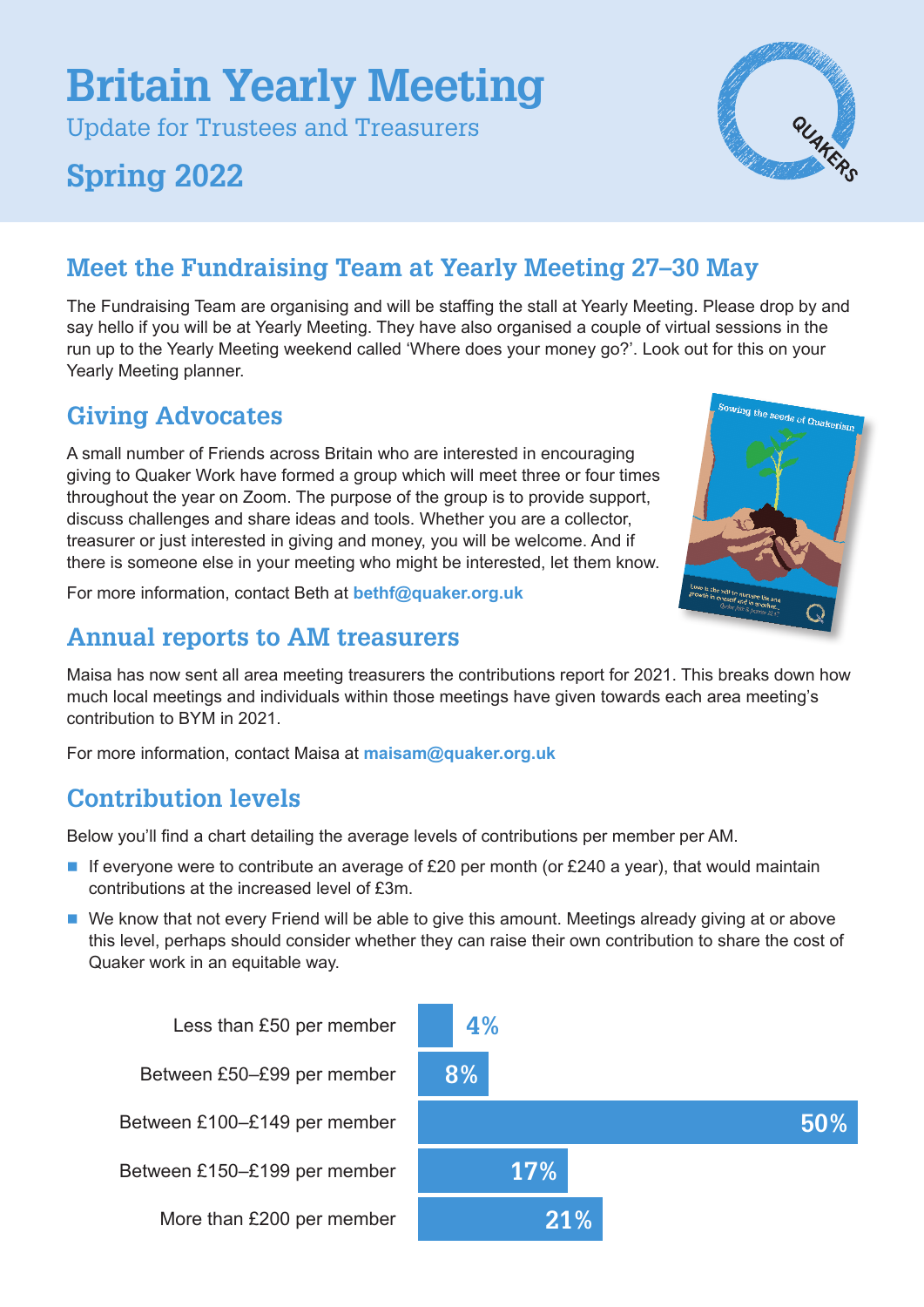# Britain Yearly Meeting

Update for Trustees and Treasurers

## Spring 2022

## Meet the Fundraising Team at Yearly Meeting 27–30 May

The Fundraising Team are organising and will be staffing the stall at Yearly Meeting. Please drop by and say hello if you will be at Yearly Meeting. They have also organised a couple of virtual sessions in the run up to the Yearly Meeting weekend called 'Where does your money go?'. Look out for this on your Yearly Meeting planner.

## Giving Advocates

A small number of Friends across Britain who are interested in encouraging giving to Quaker Work have formed a group which will meet three or four times throughout the year on Zoom. The purpose of the group is to provide support, discuss challenges and share ideas and tools. Whether you are a collector, treasurer or just interested in giving and money, you will be welcome. And if there is someone else in your meeting who might be interested, let them know.

For more information, contact Beth at **bethf@quaker.org.uk**

## Annual reports to AM treasurers

Maisa has now sent all area meeting treasurers the contributions report for 2021. This breaks down how much local meetings and individuals within those meetings have given towards each area meeting's contribution to BYM in 2021.

For more information, contact Maisa at **maisam@quaker.org.uk**

## Contribution levels

Below you'll find a chart detailing the average levels of contributions per member per AM.

- If everyone were to contribute an average of £20 per month (or £240 a year), that would maintain contributions at the increased level of £3m.
- We know that not every Friend will be able to give this amount. Meetings already giving at or above this level, perhaps should consider whether they can raise their own contribution to share the cost of Quaker work in an equitable way.

Less than £50 per member 4%
Between £50–£99 per member 8%
Between £100–£149 per member 50%
Between £150–£199 per member 17%
More than £200 per member 21%